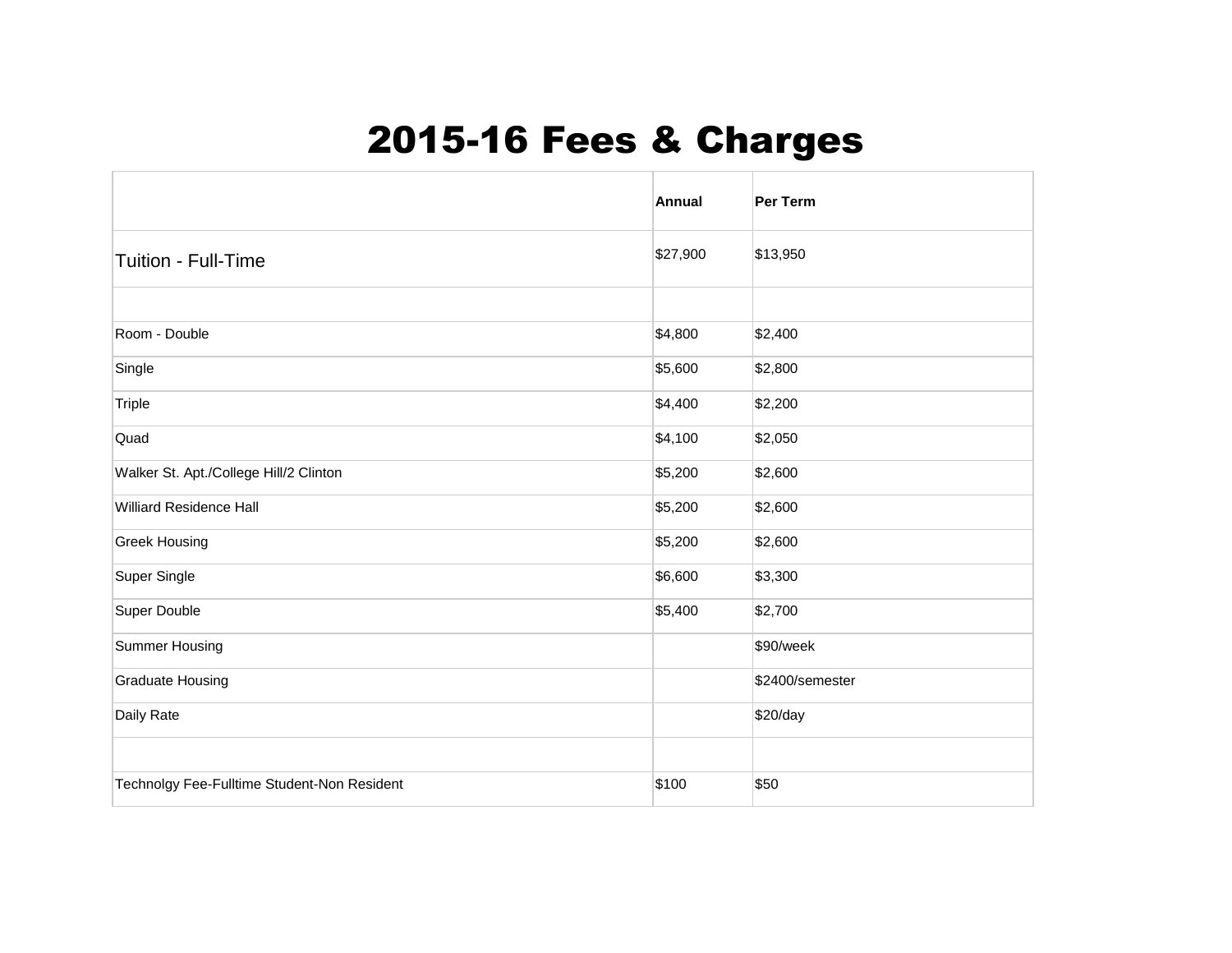# 2015-16 Fees & Charges

| | Annual | Per Term |
|---|---|---|
| Tuition - Full-Time | $27,900 | $13,950 |
| | | |
| Room - Double | $4,800 | $2,400 |
| Single | $5,600 | $2,800 |
| Triple | $4,400 | $2,200 |
| Quad | $4,100 | $2,050 |
| Walker St. Apt./College Hill/2 Clinton | $5,200 | $2,600 |
| Williard Residence Hall | $5,200 | $2,600 |
| Greek Housing | $5,200 | $2,600 |
| Super Single | $6,600 | $3,300 |
| Super Double | $5,400 | $2,700 |
| Summer Housing | | $90/week |
| Graduate Housing | | $2400/semester |
| Daily Rate | | $20/day |
| | | |
| Technolgy Fee-Fulltime Student-Non Resident | $100 | $50 |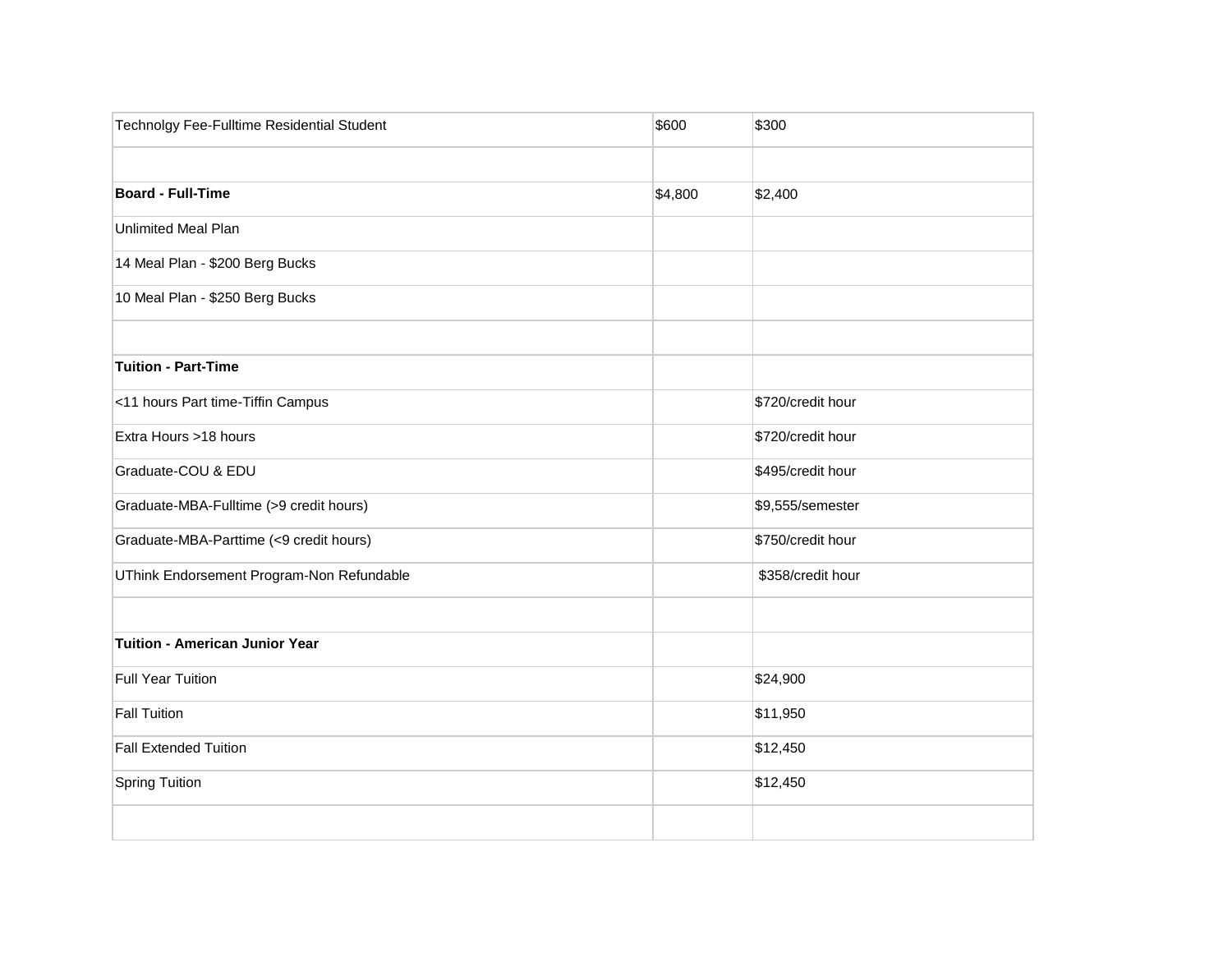| Technolgy Fee-Fulltime Residential Student | $600 | $300 |
|---|---|---|
| | | |
| **Board - Full-Time** | $4,800 | $2,400 |
| Unlimited Meal Plan | | |
| 14 Meal Plan - $200 Berg Bucks | | |
| 10 Meal Plan - $250 Berg Bucks | | |
| | | |
| **Tuition - Part-Time** | | |
| <11 hours Part time-Tiffin Campus | | $720/credit hour |
| Extra Hours >18 hours | | $720/credit hour |
| Graduate-COU & EDU | | $495/credit hour |
| Graduate-MBA-Fulltime (>9 credit hours) | | $9,555/semester |
| Graduate-MBA-Parttime (<9 credit hours) | | $750/credit hour |
| UThink Endorsement Program-Non Refundable | | $358/credit hour |
| | | |
| **Tuition - American Junior Year** | | |
| Full Year Tuition | | $24,900 |
| Fall Tuition | | $11,950 |
| Fall Extended Tuition | | $12,450 |
| Spring Tuition | | $12,450 |
| | | |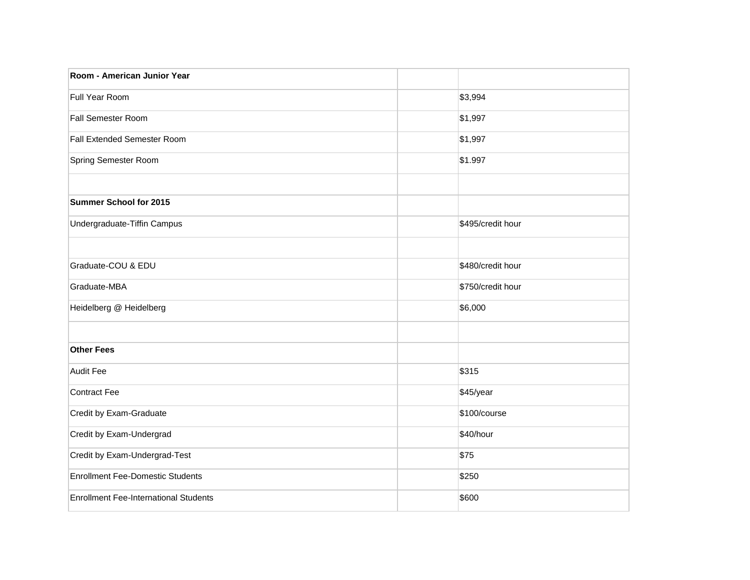| Room - American Junior Year | | |
|---|---|---|
| Full Year Room | | $3,994 |
| Fall Semester Room | | $1,997 |
| Fall Extended Semester Room | | $1,997 |
| Spring Semester Room | | $1.997 |
| | | |
| **Summer School for 2015** | | |
| Undergraduate-Tiffin Campus | | $495/credit hour |
| | | |
| Graduate-COU & EDU | | $480/credit hour |
| Graduate-MBA | | $750/credit hour |
| Heidelberg @ Heidelberg | | $6,000 |
| | | |
| **Other Fees** | | |
| Audit Fee | | $315 |
| Contract Fee | | $45/year |
| Credit by Exam-Graduate | | $100/course |
| Credit by Exam-Undergrad | | $40/hour |
| Credit by Exam-Undergrad-Test | | $75 |
| Enrollment Fee-Domestic Students | | $250 |
| Enrollment Fee-International Students | | $600 |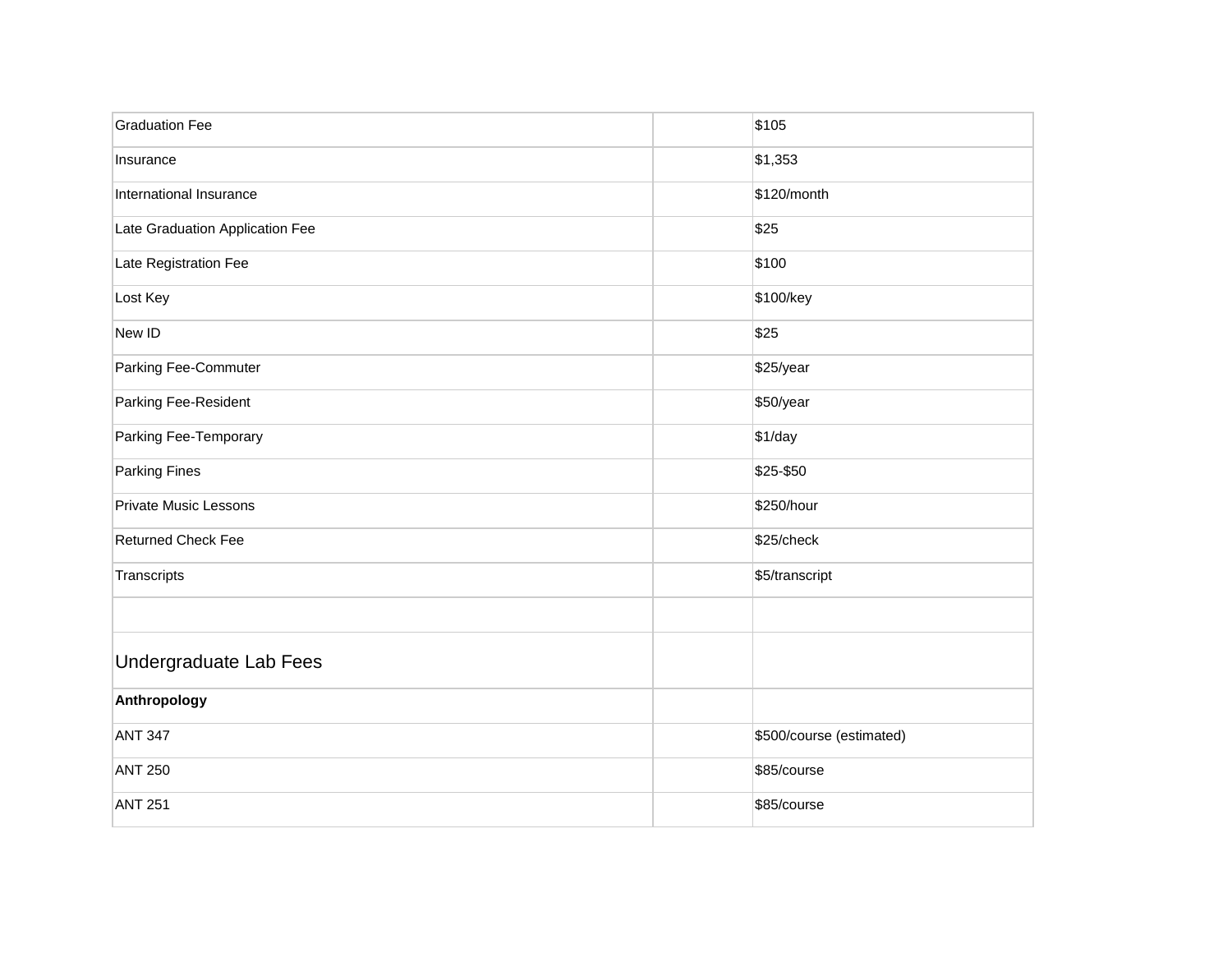| | | |
|---|---|---|
| Graduation Fee | | $105 |
| Insurance | | $1,353 |
| International Insurance | | $120/month |
| Late Graduation Application Fee | | $25 |
| Late Registration Fee | | $100 |
| Lost Key | | $100/key |
| New ID | | $25 |
| Parking Fee-Commuter | | $25/year |
| Parking Fee-Resident | | $50/year |
| Parking Fee-Temporary | | $1/day |
| Parking Fines | | $25-$50 |
| Private Music Lessons | | $250/hour |
| Returned Check Fee | | $25/check |
| Transcripts | | $5/transcript |
| | | |
| Undergraduate Lab Fees | | |
| **Anthropology** | | |
| ANT 347 | | $500/course (estimated) |
| ANT 250 | | $85/course |
| ANT 251 | | $85/course |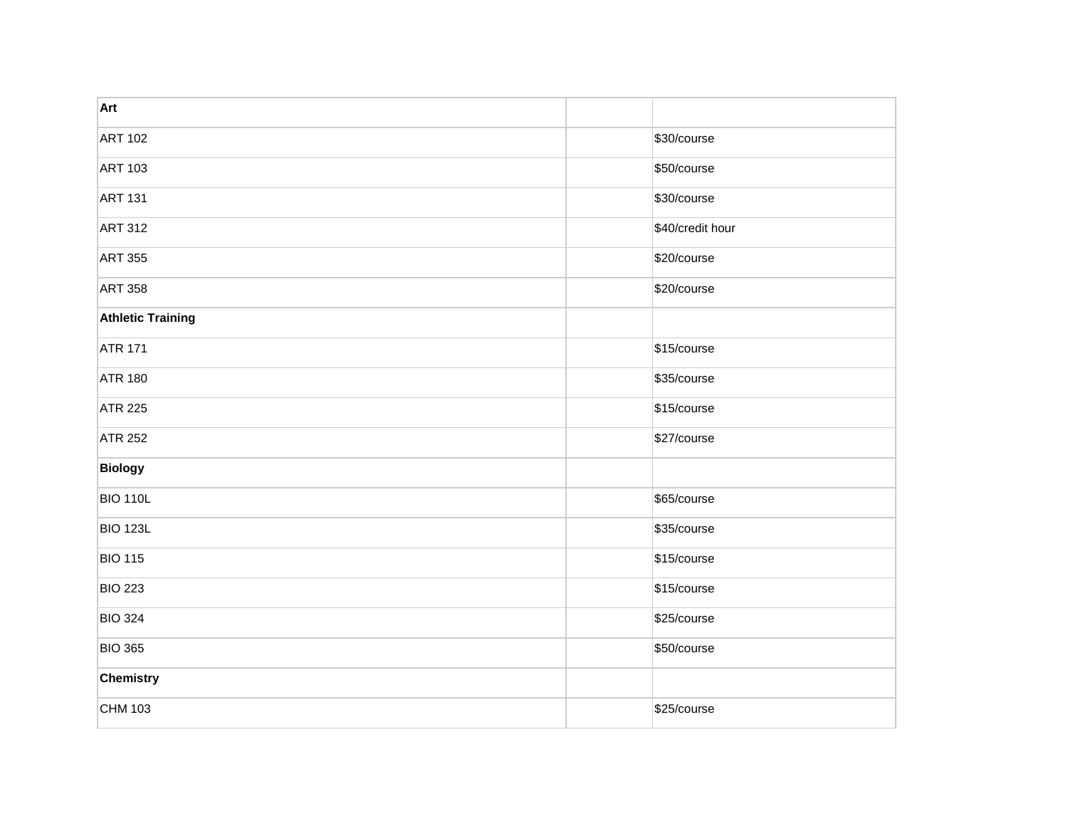| **Art** | | |
|---|---|---|
| ART 102 | | $30/course |
| ART 103 | | $50/course |
| ART 131 | | $30/course |
| ART 312 | | $40/credit hour |
| ART 355 | | $20/course |
| ART 358 | | $20/course |
| **Athletic Training** | | |
| ATR 171 | | $15/course |
| ATR 180 | | $35/course |
| ATR 225 | | $15/course |
| ATR 252 | | $27/course |
| **Biology** | | |
| BIO 110L | | $65/course |
| BIO 123L | | $35/course |
| BIO 115 | | $15/course |
| BIO 223 | | $15/course |
| BIO 324 | | $25/course |
| BIO 365 | | $50/course |
| **Chemistry** | | |
| CHM 103 | | $25/course |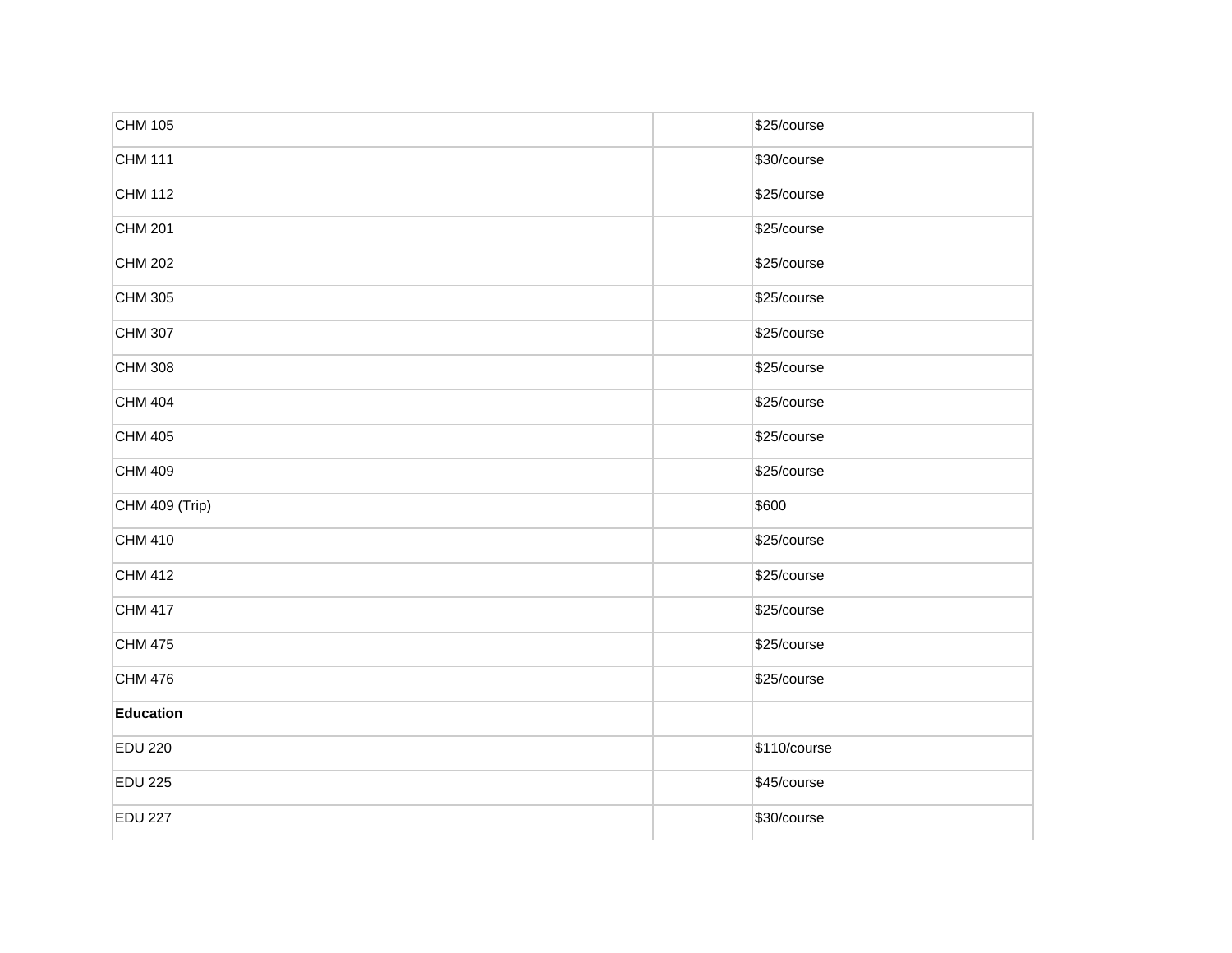| | | |
|---|---|---|
| CHM 105 | | $25/course |
| CHM 111 | | $30/course |
| CHM 112 | | $25/course |
| CHM 201 | | $25/course |
| CHM 202 | | $25/course |
| CHM 305 | | $25/course |
| CHM 307 | | $25/course |
| CHM 308 | | $25/course |
| CHM 404 | | $25/course |
| CHM 405 | | $25/course |
| CHM 409 | | $25/course |
| CHM 409 (Trip) | | $600 |
| CHM 410 | | $25/course |
| CHM 412 | | $25/course |
| CHM 417 | | $25/course |
| CHM 475 | | $25/course |
| CHM 476 | | $25/course |
| **Education** | | |
| EDU 220 | | $110/course |
| EDU 225 | | $45/course |
| EDU 227 | | $30/course |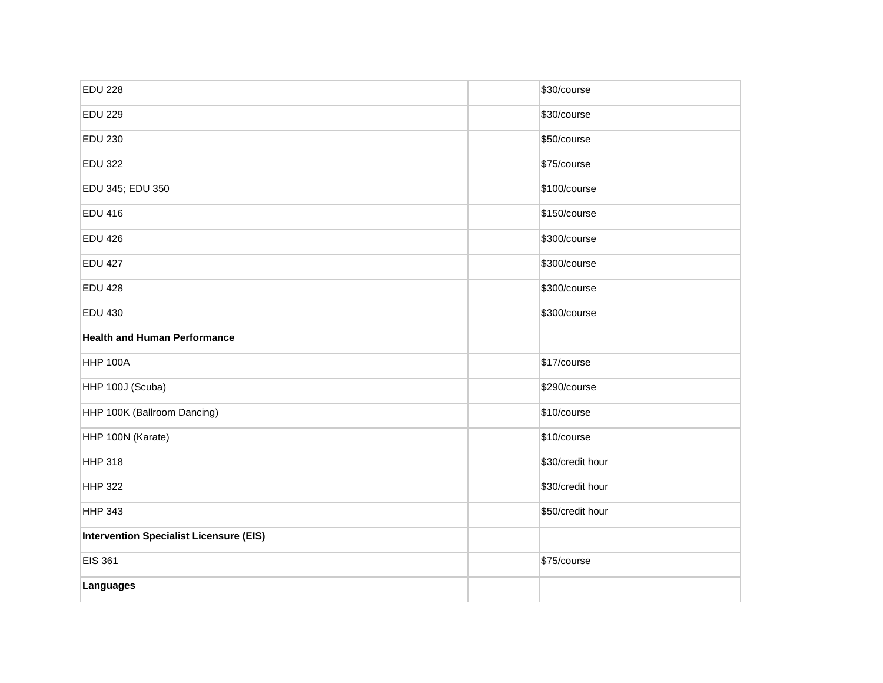| | | |
|---|---|---|
| EDU 228 | | $30/course |
| EDU 229 | | $30/course |
| EDU 230 | | $50/course |
| EDU 322 | | $75/course |
| EDU 345; EDU 350 | | $100/course |
| EDU 416 | | $150/course |
| EDU 426 | | $300/course |
| EDU 427 | | $300/course |
| EDU 428 | | $300/course |
| EDU 430 | | $300/course |
| **Health and Human Performance** | | |
| HHP 100A | | $17/course |
| HHP 100J (Scuba) | | $290/course |
| HHP 100K (Ballroom Dancing) | | $10/course |
| HHP 100N (Karate) | | $10/course |
| HHP 318 | | $30/credit hour |
| HHP 322 | | $30/credit hour |
| HHP 343 | | $50/credit hour |
| **Intervention Specialist Licensure (EIS)** | | |
| EIS 361 | | $75/course |
| **Languages** | | |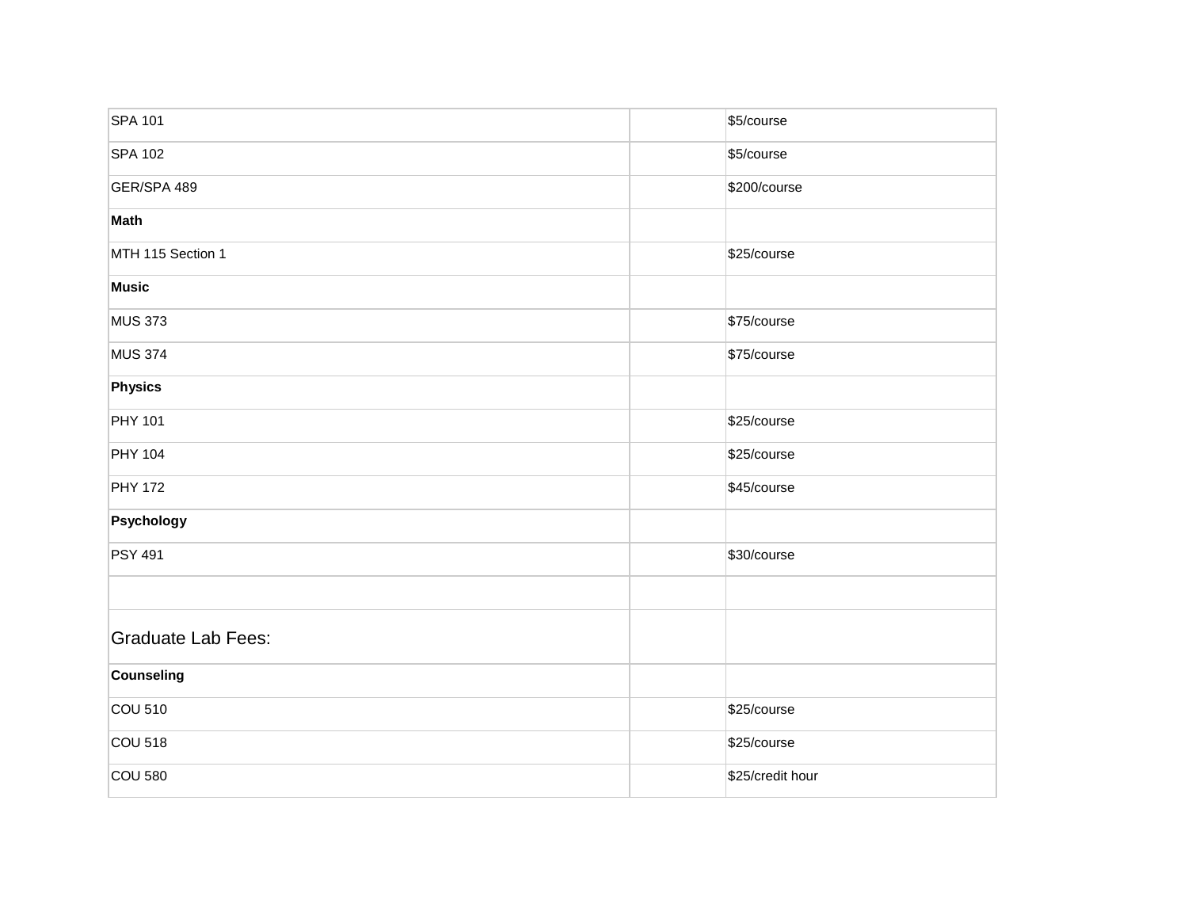| | | |
|---|---|---|
| SPA 101 | | $5/course |
| SPA 102 | | $5/course |
| GER/SPA 489 | | $200/course |
| **Math** | | |
| MTH 115 Section 1 | | $25/course |
| **Music** | | |
| MUS 373 | | $75/course |
| MUS 374 | | $75/course |
| **Physics** | | |
| PHY 101 | | $25/course |
| PHY 104 | | $25/course |
| PHY 172 | | $45/course |
| **Psychology** | | |
| PSY 491 | | $30/course |
| | | |
| Graduate Lab Fees: | | |
| **Counseling** | | |
| COU 510 | | $25/course |
| COU 518 | | $25/course |
| COU 580 | | $25/credit hour |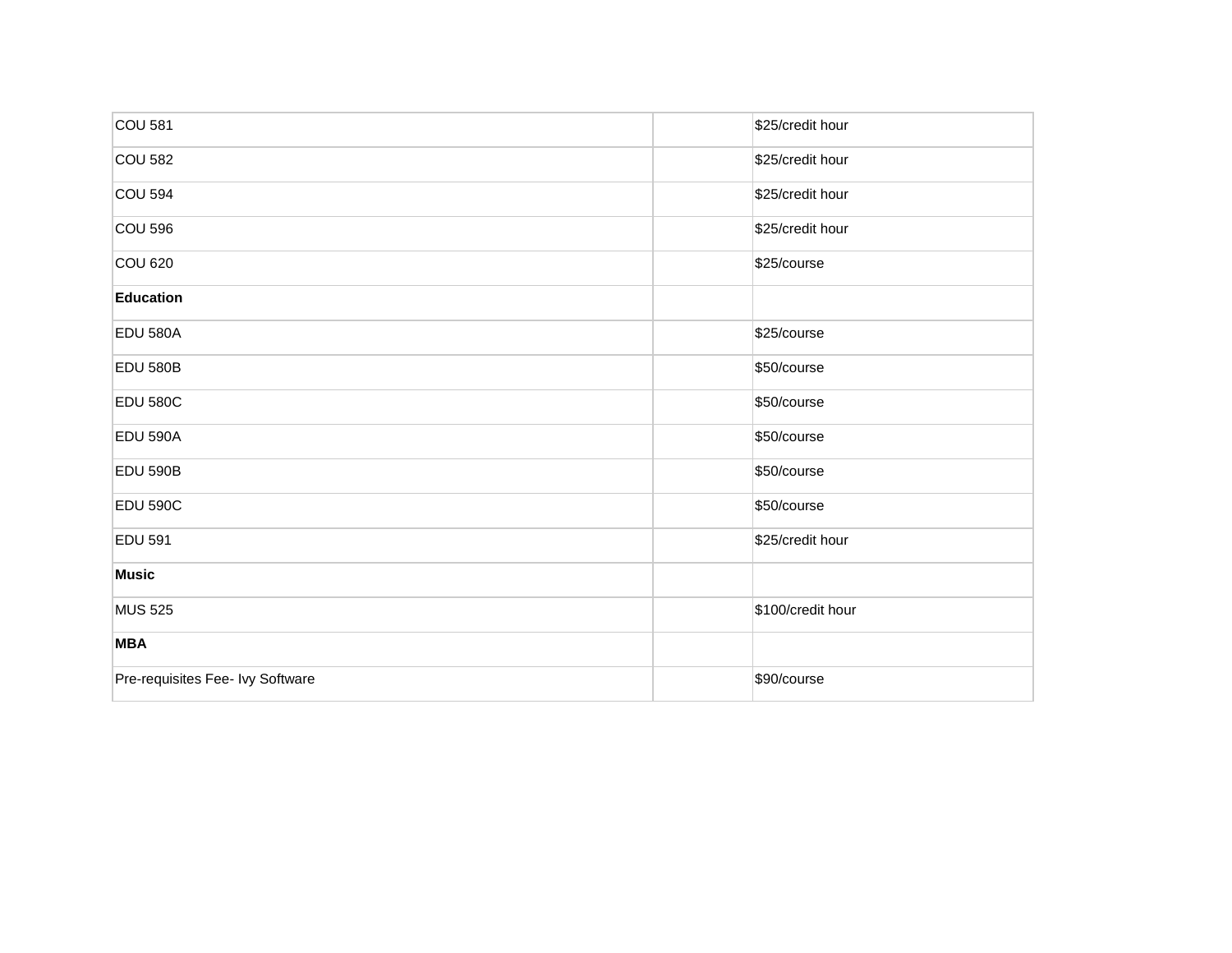| | | |
|---|---|---|
| COU 581 | | $25/credit hour |
| COU 582 | | $25/credit hour |
| COU 594 | | $25/credit hour |
| COU 596 | | $25/credit hour |
| COU 620 | | $25/course |
| **Education** | | |
| EDU 580A | | $25/course |
| EDU 580B | | $50/course |
| EDU 580C | | $50/course |
| EDU 590A | | $50/course |
| EDU 590B | | $50/course |
| EDU 590C | | $50/course |
| EDU 591 | | $25/credit hour |
| **Music** | | |
| MUS 525 | | $100/credit hour |
| **MBA** | | |
| Pre-requisites Fee- Ivy Software | | $90/course |